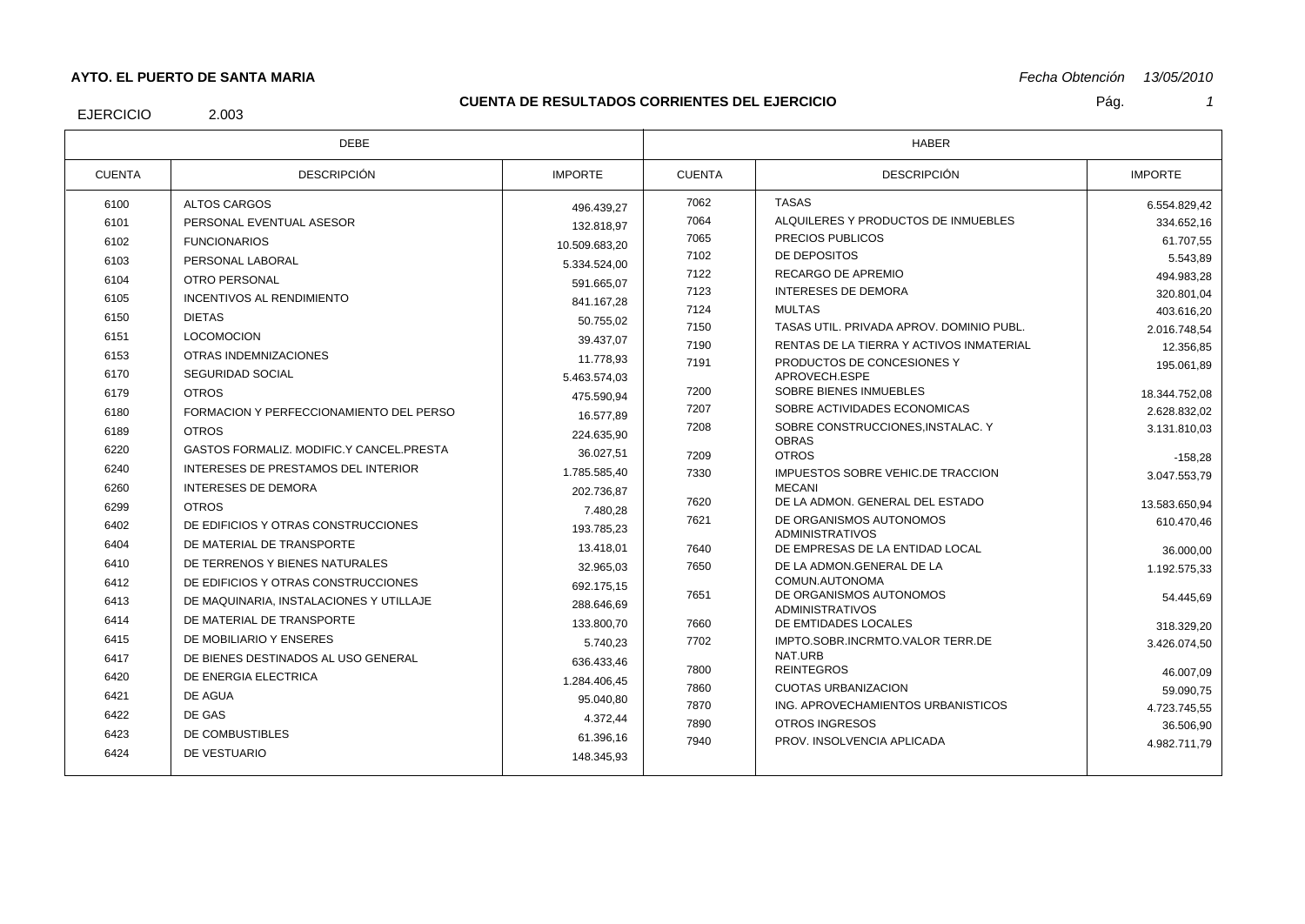**AYTO. EL PUERTO DE SANTA MARIA** *Fecha Obtención 13/05/2010*

## CUENTA DE RESULTADOS CORRIENTES DEL EJERCICIO

EJERCICIO 2.003

| DEBE | | | HABER | | |
|---|---|---|---|---|---|
| CUENTA | DESCRIPCIÓN | IMPORTE | CUENTA | DESCRIPCIÓN | IMPORTE |
| 6100 | ALTOS CARGOS | 496.439,27 | 7062 | TASAS | 6.554.829,42 |
| 6101 | PERSONAL EVENTUAL ASESOR | 132.818,97 | 7064 | ALQUILERES Y PRODUCTOS DE INMUEBLES | 334.652,16 |
| 6102 | FUNCIONARIOS | 10.509.683,20 | 7065 | PRECIOS PUBLICOS | 61.707,55 |
| 6103 | PERSONAL LABORAL | 5.334.524,00 | 7102 | DE DEPOSITOS | 5.543,89 |
| 6104 | OTRO PERSONAL | 591.665,07 | 7122 | RECARGO DE APREMIO | 494.983,28 |
| 6105 | INCENTIVOS AL RENDIMIENTO | 841.167,28 | 7123 | INTERESES DE DEMORA | 320.801,04 |
| 6150 | DIETAS | 50.755,02 | 7124 | MULTAS | 403.616,20 |
| 6151 | LOCOMOCION | 39.437,07 | 7150 | TASAS UTIL. PRIVADA APROV. DOMINIO PUBL. | 2.016.748,54 |
| 6153 | OTRAS INDEMNIZACIONES | 11.778,93 | 7190 | RENTAS DE LA TIERRA Y ACTIVOS INMATERIAL | 12.356,85 |
| 6170 | SEGURIDAD SOCIAL | 5.463.574,03 | 7191 | PRODUCTOS DE CONCESIONES Y APROVECH.ESPE | 195.061,89 |
| 6179 | OTROS | 475.590,94 | 7200 | SOBRE BIENES INMUEBLES | 18.344.752,08 |
| 6180 | FORMACION Y PERFECCIONAMIENTO DEL PERSO | 16.577,89 | 7207 | SOBRE ACTIVIDADES ECONOMICAS | 2.628.832,02 |
| 6189 | OTROS | 224.635,90 | 7208 | SOBRE CONSTRUCCIONES,INSTALAC. Y OBRAS | 3.131.810,03 |
| 6220 | GASTOS FORMALIZ. MODIFIC.Y CANCEL.PRESTA | 36.027,51 | 7209 | OTROS | -158,28 |
| 6240 | INTERESES DE PRESTAMOS DEL INTERIOR | 1.785.585,40 | 7330 | IMPUESTOS SOBRE VEHIC.DE TRACCION MECANI | 3.047.553,79 |
| 6260 | INTERESES DE DEMORA | 202.736,87 | 7620 | DE LA ADMON. GENERAL DEL ESTADO | 13.583.650,94 |
| 6299 | OTROS | 7.480,28 | 7621 | DE ORGANISMOS AUTONOMOS ADMINISTRATIVOS | 610.470,46 |
| 6402 | DE EDIFICIOS Y OTRAS CONSTRUCCIONES | 193.785,23 | 7640 | DE EMPRESAS DE LA ENTIDAD LOCAL | 36.000,00 |
| 6404 | DE MATERIAL DE TRANSPORTE | 13.418,01 | 7650 | DE LA ADMON.GENERAL DE LA COMUN.AUTONOMA | 1.192.575,33 |
| 6410 | DE TERRENOS Y BIENES NATURALES | 32.965,03 | 7651 | DE ORGANISMOS AUTONOMOS ADMINISTRATIVOS | 54.445,69 |
| 6412 | DE EDIFICIOS Y OTRAS CONSTRUCCIONES | 692.175,15 | 7660 | DE EMTIDADES LOCALES | 318.329,20 |
| 6413 | DE MAQUINARIA, INSTALACIONES Y UTILLAJE | 288.646,69 | 7702 | IMPTO.SOBR.INCRMTO.VALOR TERR.DE NAT.URB | 3.426.074,50 |
| 6414 | DE MATERIAL DE TRANSPORTE | 133.800,70 | 7800 | REINTEGROS | 46.007,09 |
| 6415 | DE MOBILIARIO Y ENSERES | 5.740,23 | 7860 | CUOTAS URBANIZACION | 59.090,75 |
| 6417 | DE BIENES DESTINADOS AL USO GENERAL | 636.433,46 | 7870 | ING. APROVECHAMIENTOS URBANISTICOS | 4.723.745,55 |
| 6420 | DE ENERGIA ELECTRICA | 1.284.406,45 | 7890 | OTROS INGRESOS | 36.506,90 |
| 6421 | DE AGUA | 95.040,80 | 7940 | PROV. INSOLVENCIA APLICADA | 4.982.711,79 |
| 6422 | DE GAS | 4.372,44 | | | |
| 6423 | DE COMBUSTIBLES | 61.396,16 | | | |
| 6424 | DE VESTUARIO | 148.345,93 | | | |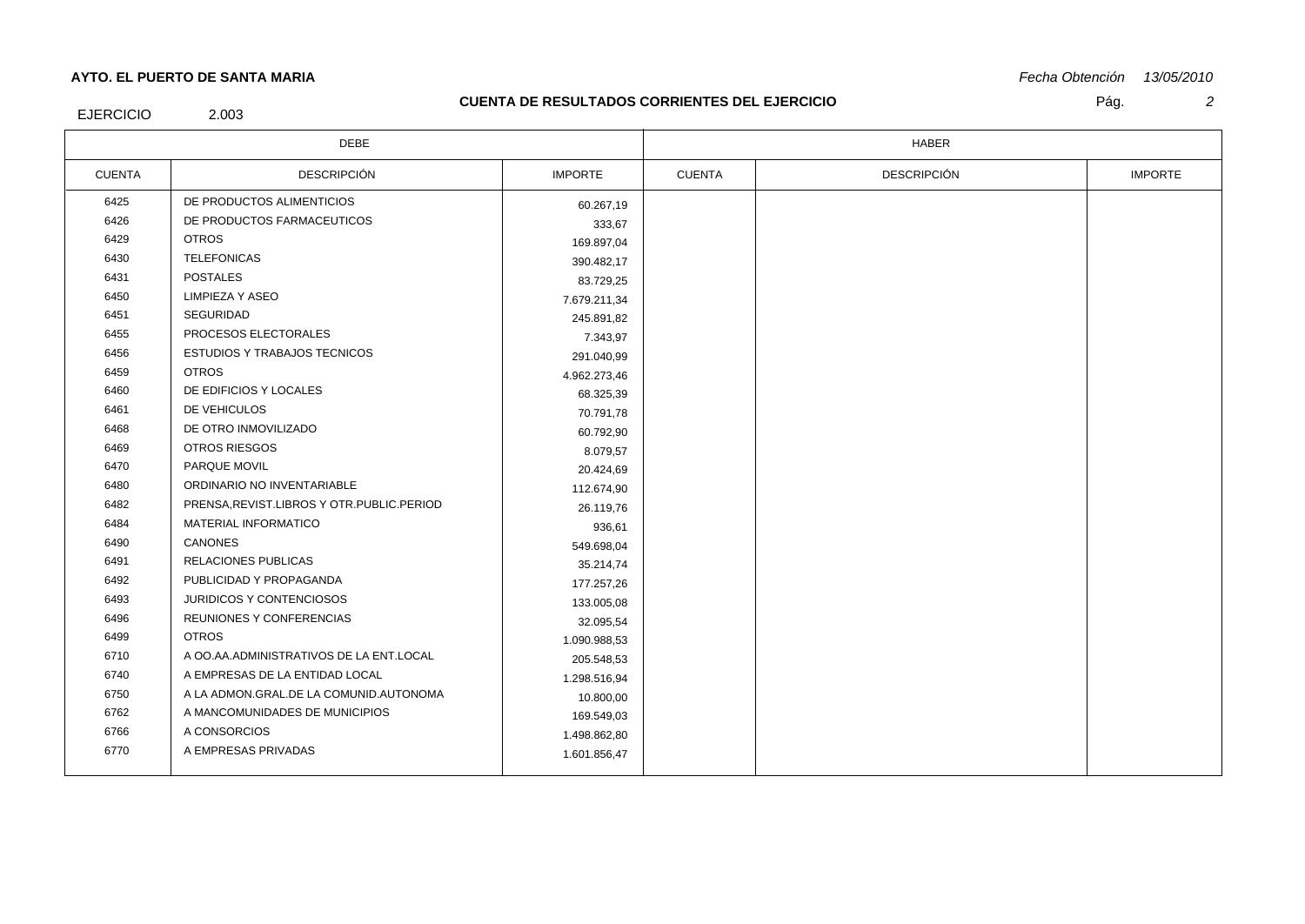**AYTO. EL PUERTO DE SANTA MARIA**

*Fecha Obtención 13/05/2010*

## CUENTA DE RESULTADOS CORRIENTES DEL EJERCICIO

EJERCICIO 2.003

| DEBE | | | HABER | | |
|---|---|---|---|---|---|
| CUENTA | DESCRIPCIÓN | IMPORTE | CUENTA | DESCRIPCIÓN | IMPORTE |
| 6425 | DE PRODUCTOS ALIMENTICIOS | 60.267,19 | | | |
| 6426 | DE PRODUCTOS FARMACEUTICOS | 333,67 | | | |
| 6429 | OTROS | 169.897,04 | | | |
| 6430 | TELEFONICAS | 390.482,17 | | | |
| 6431 | POSTALES | 83.729,25 | | | |
| 6450 | LIMPIEZA Y ASEO | 7.679.211,34 | | | |
| 6451 | SEGURIDAD | 245.891,82 | | | |
| 6455 | PROCESOS ELECTORALES | 7.343,97 | | | |
| 6456 | ESTUDIOS Y TRABAJOS TECNICOS | 291.040,99 | | | |
| 6459 | OTROS | 4.962.273,46 | | | |
| 6460 | DE EDIFICIOS Y LOCALES | 68.325,39 | | | |
| 6461 | DE VEHICULOS | 70.791,78 | | | |
| 6468 | DE OTRO INMOVILIZADO | 60.792,90 | | | |
| 6469 | OTROS RIESGOS | 8.079,57 | | | |
| 6470 | PARQUE MOVIL | 20.424,69 | | | |
| 6480 | ORDINARIO NO INVENTARIABLE | 112.674,90 | | | |
| 6482 | PRENSA,REVIST.LIBROS Y OTR.PUBLIC.PERIOD | 26.119,76 | | | |
| 6484 | MATERIAL INFORMATICO | 936,61 | | | |
| 6490 | CANONES | 549.698,04 | | | |
| 6491 | RELACIONES PUBLICAS | 35.214,74 | | | |
| 6492 | PUBLICIDAD Y PROPAGANDA | 177.257,26 | | | |
| 6493 | JURIDICOS Y CONTENCIOSOS | 133.005,08 | | | |
| 6496 | REUNIONES Y CONFERENCIAS | 32.095,54 | | | |
| 6499 | OTROS | 1.090.988,53 | | | |
| 6710 | A OO.AA.ADMINISTRATIVOS DE LA ENT.LOCAL | 205.548,53 | | | |
| 6740 | A EMPRESAS DE LA ENTIDAD LOCAL | 1.298.516,94 | | | |
| 6750 | A LA ADMON.GRAL.DE LA COMUNID.AUTONOMA | 10.800,00 | | | |
| 6762 | A MANCOMUNIDADES DE MUNICIPIOS | 169.549,03 | | | |
| 6766 | A CONSORCIOS | 1.498.862,80 | | | |
| 6770 | A EMPRESAS PRIVADAS | 1.601.856,47 | | | |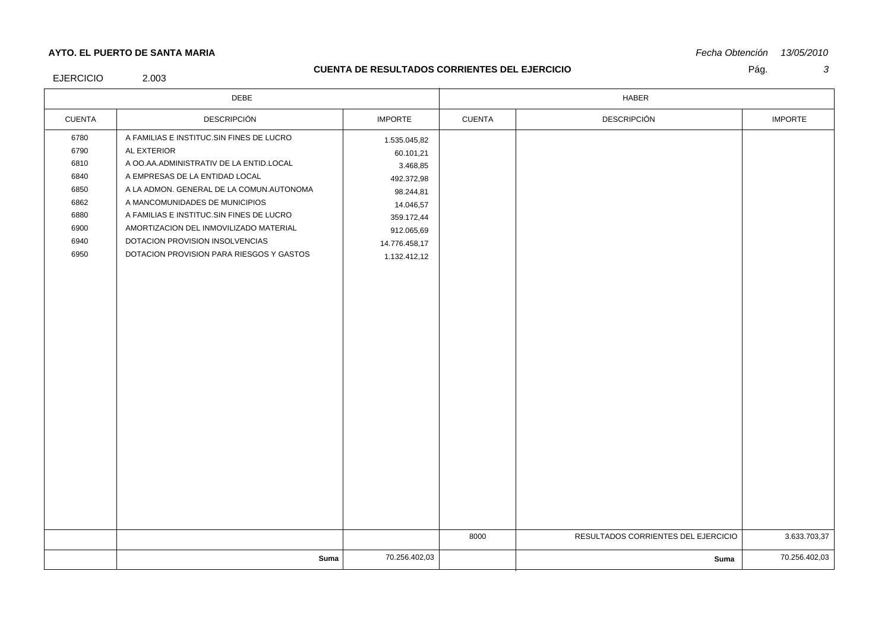**AYTO. EL PUERTO DE SANTA MARIA**

*Fecha Obtención 13/05/2010*

## CUENTA DE RESULTADOS CORRIENTES DEL EJERCICIO

EJERCICIO 2.003

| DEBE | | | HABER | | |
|---|---|---|---|---|---|
| CUENTA | DESCRIPCIÓN | IMPORTE | CUENTA | DESCRIPCIÓN | IMPORTE |
| 6780 | A FAMILIAS E INSTITUC.SIN FINES DE LUCRO | 1.535.045,82 | | | |
| 6790 | AL EXTERIOR | 60.101,21 | | | |
| 6810 | A OO.AA.ADMINISTRATIV DE LA ENTID.LOCAL | 3.468,85 | | | |
| 6840 | A EMPRESAS DE LA ENTIDAD LOCAL | 492.372,98 | | | |
| 6850 | A LA ADMON. GENERAL DE LA COMUN.AUTONOMA | 98.244,81 | | | |
| 6862 | A MANCOMUNIDADES DE MUNICIPIOS | 14.046,57 | | | |
| 6880 | A FAMILIAS E INSTITUC.SIN FINES DE LUCRO | 359.172,44 | | | |
| 6900 | AMORTIZACION DEL INMOVILIZADO MATERIAL | 912.065,69 | | | |
| 6940 | DOTACION PROVISION INSOLVENCIAS | 14.776.458,17 | | | |
| 6950 | DOTACION PROVISION PARA RIESGOS Y GASTOS | 1.132.412,12 | | | |
| | | | 8000 | RESULTADOS CORRIENTES DEL EJERCICIO | 3.633.703,37 |
| | **Suma** | 70.256.402,03 | | **Suma** | 70.256.402,03 |